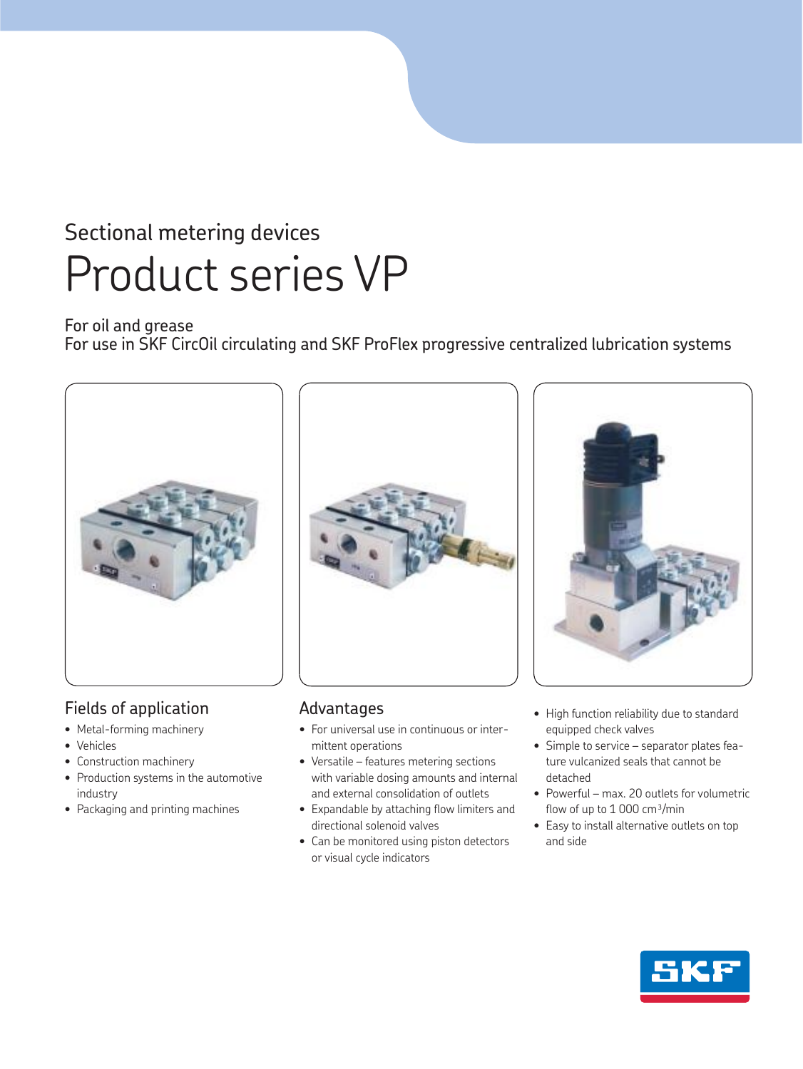Sectional metering devices

# Product series VP

For oil and grease
For use in SKF CircOil circulating and SKF ProFlex progressive centralized lubrication systems

## Fields of application

- Metal-forming machinery
- Vehicles
- Construction machinery
- Production systems in the automotive industry
- Packaging and printing machines

## Advantages

- For universal use in continuous or intermittent operations
- Versatile – features metering sections with variable dosing amounts and internal and external consolidation of outlets
- Expandable by attaching flow limiters and directional solenoid valves
- Can be monitored using piston detectors or visual cycle indicators
- High function reliability due to standard equipped check valves
- Simple to service – separator plates feature vulcanized seals that cannot be detached
- Powerful – max. 20 outlets for volumetric flow of up to 1 000 $cm^3$/min
- Easy to install alternative outlets on top and side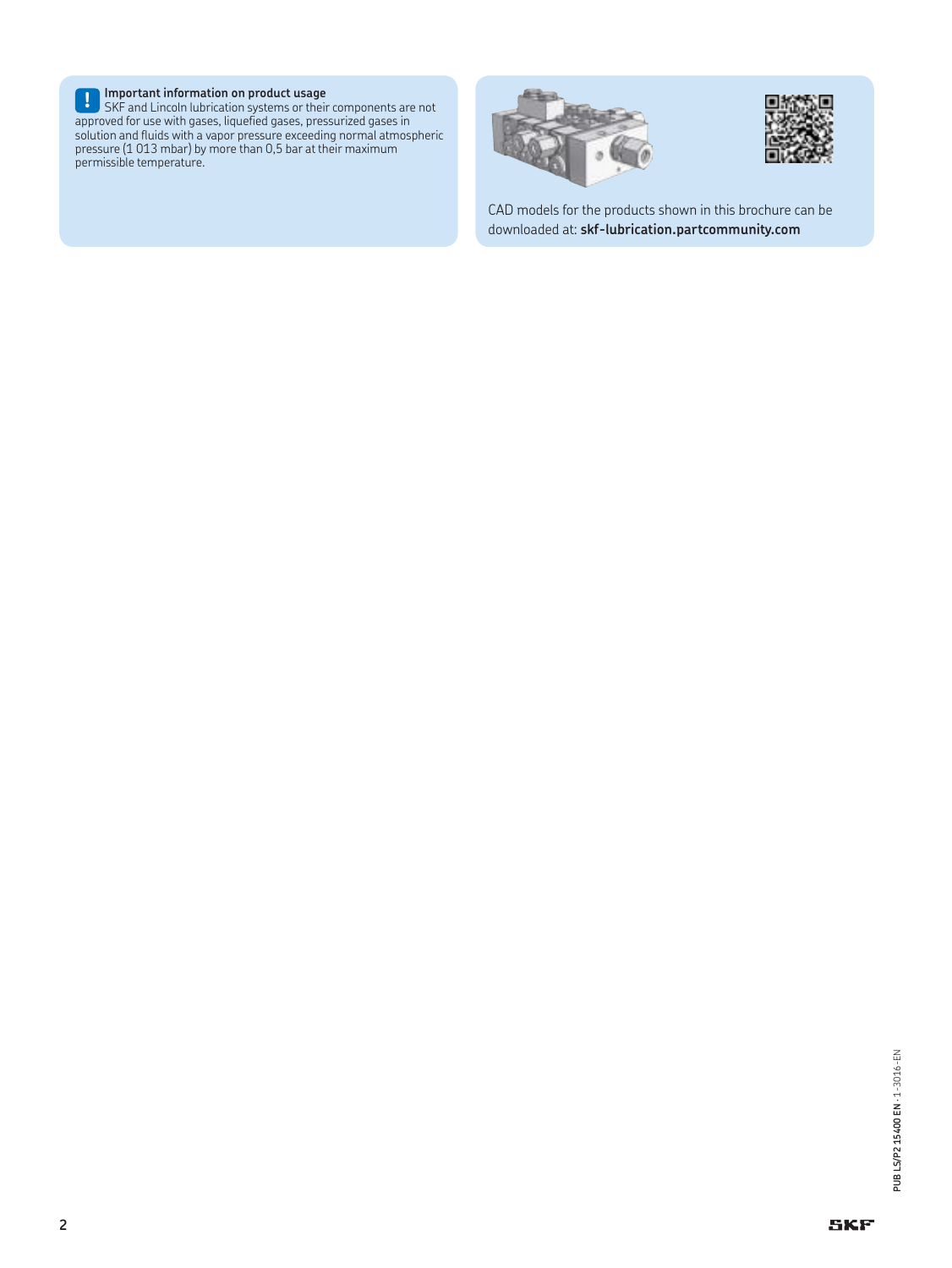**Important information on product usage**

SKF and Lincoln lubrication systems or their components are not approved for use with gases, liquefied gases, pressurized gases in solution and fluids with a vapor pressure exceeding normal atmospheric pressure (1 013 mbar) by more than 0,5 bar at their maximum permissible temperature.

CAD models for the products shown in this brochure can be downloaded at: **skf-lubrication.partcommunity.com**

**PUB LS/P2 15400 EN** · 1-3016-EN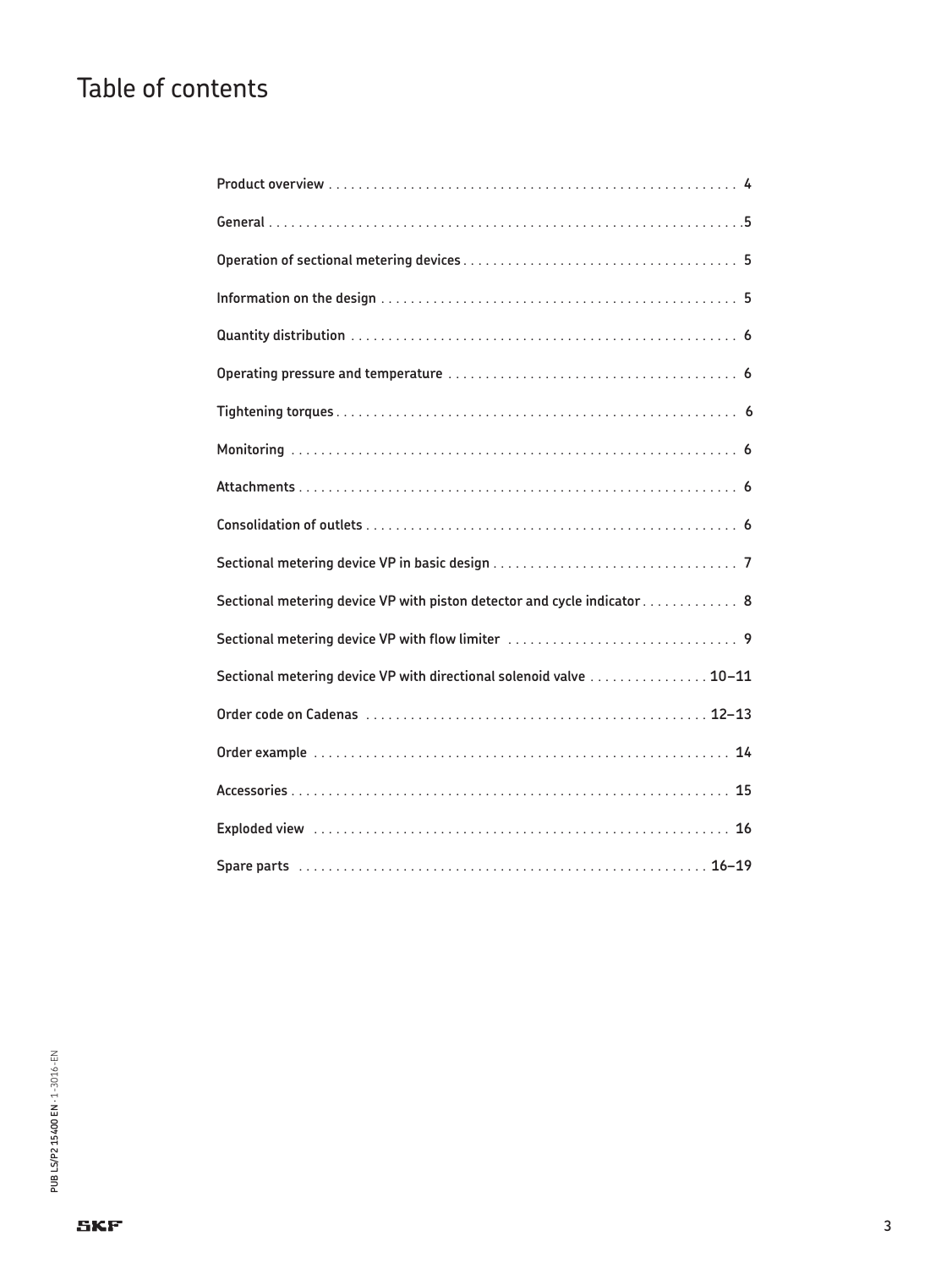# Table of contents

| | |
|---|---|
| Product overview | 4 |
| General | 5 |
| Operation of sectional metering devices | 5 |
| Information on the design | 5 |
| Quantity distribution | 6 |
| Operating pressure and temperature | 6 |
| Tightening torques | 6 |
| Monitoring | 6 |
| Attachments | 6 |
| Consolidation of outlets | 6 |
| Sectional metering device VP in basic design | 7 |
| Sectional metering device VP with piston detector and cycle indicator | 8 |
| Sectional metering device VP with flow limiter | 9 |
| Sectional metering device VP with directional solenoid valve | 10–11 |
| Order code on Cadenas | 12–13 |
| Order example | 14 |
| Accessories | 15 |
| Exploded view | 16 |
| Spare parts | 16–19 |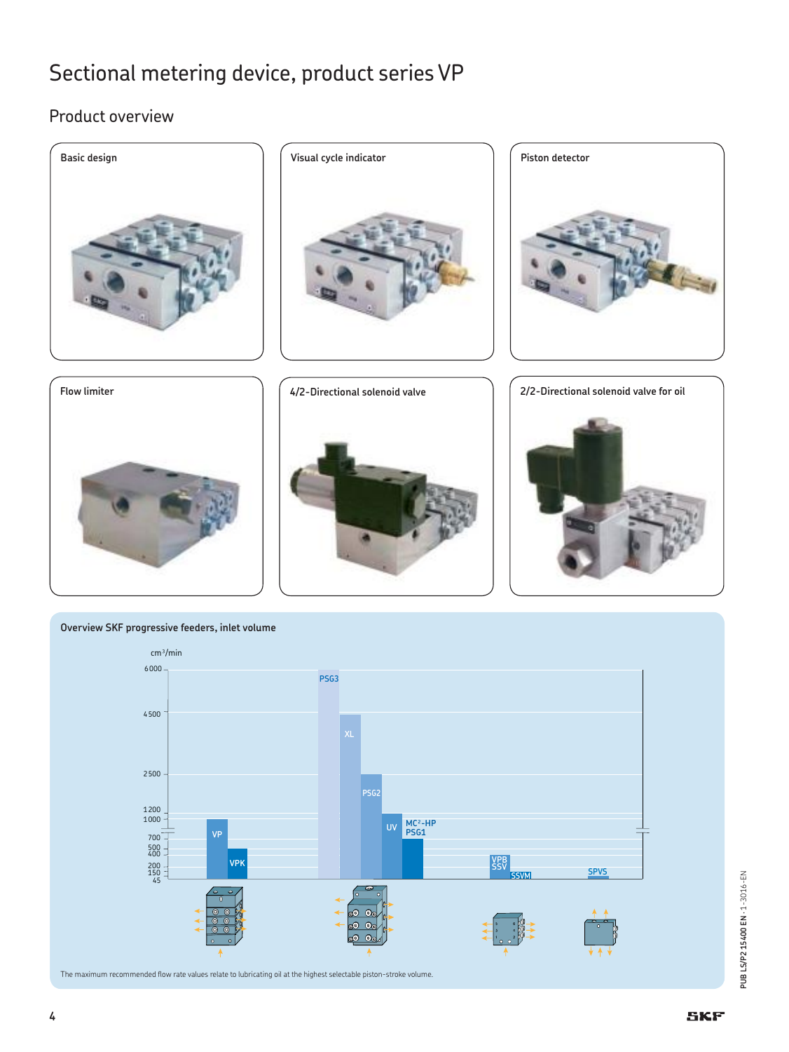# Sectional metering device, product series VP

## Product overview

Basic design

Visual cycle indicator

Piston detector

Flow limiter

4/2-Directional solenoid valve

2/2-Directional solenoid valve for oil

**Overview SKF progressive feeders, inlet volume**

cm³/min

6 000
4 500
2 500
1 200
1 000
700
500
400
200
150
45

PSG3
XL
PSG2
UV
MC²-HP
PSG1
VP
VPK
VPB
SSV
SSVM
SPVS

The maximum recommended flow rate values relate to lubricating oil at the highest selectable piston-stroke volume.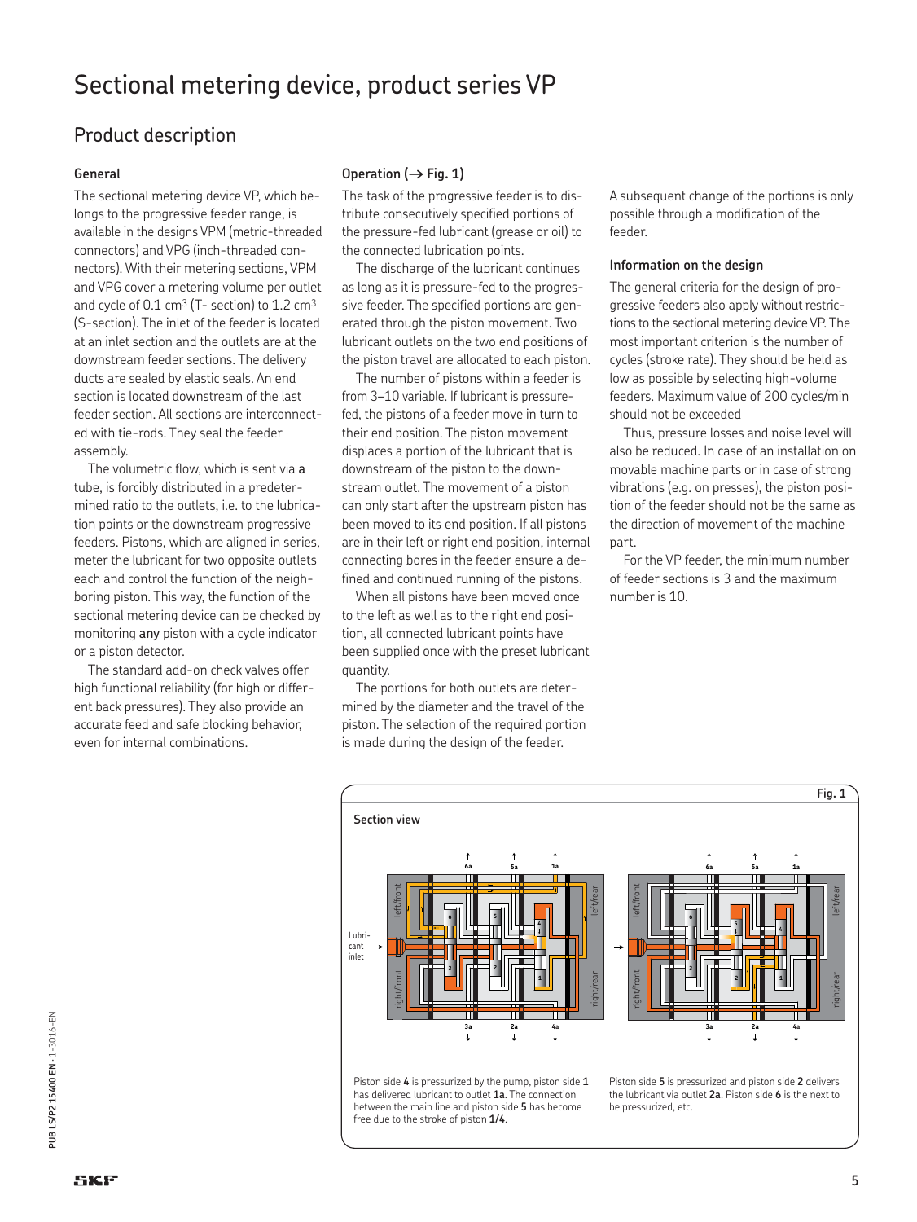# Sectional metering device, product series VP

## Product description

### General

The sectional metering device VP, which belongs to the progressive feeder range, is available in the designs VPM (metric-threaded connectors) and VPG (inch-threaded connectors). With their metering sections, VPM and VPG cover a metering volume per outlet and cycle of 0.1 $cm^3$ (T- section) to 1.2 $cm^3$ (S-section). The inlet of the feeder is located at an inlet section and the outlets are at the downstream feeder sections. The delivery ducts are sealed by elastic seals. An end section is located downstream of the last feeder section. All sections are interconnected with tie-rods. They seal the feeder assembly.

The volumetric flow, which is sent via **a** tube, is forcibly distributed in a predetermined ratio to the outlets, i.e. to the lubrication points or the downstream progressive feeders. Pistons, which are aligned in series, meter the lubricant for two opposite outlets each and control the function of the neighboring piston. This way, the function of the sectional metering device can be checked by monitoring **any** piston with a cycle indicator or a piston detector.

The standard add-on check valves offer high functional reliability (for high or different back pressures). They also provide an accurate feed and safe blocking behavior, even for internal combinations.

### Operation (→ Fig. 1)

The task of the progressive feeder is to distribute consecutively specified portions of the pressure-fed lubricant (grease or oil) to the connected lubrication points.

The discharge of the lubricant continues as long as it is pressure-fed to the progressive feeder. The specified portions are generated through the piston movement. Two lubricant outlets on the two end positions of the piston travel are allocated to each piston.

The number of pistons within a feeder is from 3–10 variable. If lubricant is pressure-fed, the pistons of a feeder move in turn to their end position. The piston movement displaces a portion of the lubricant that is downstream of the piston to the downstream outlet. The movement of a piston can only start after the upstream piston has been moved to its end position. If all pistons are in their left or right end position, internal connecting bores in the feeder ensure a defined and continued running of the pistons.

When all pistons have been moved once to the left as well as to the right end position, all connected lubricant points have been supplied once with the preset lubricant quantity.

The portions for both outlets are determined by the diameter and the travel of the piston. The selection of the required portion is made during the design of the feeder.

A subsequent change of the portions is only possible through a modification of the feeder.

### Information on the design

The general criteria for the design of progressive feeders also apply without restrictions to the sectional metering device VP. The most important criterion is the number of cycles (stroke rate). They should be held as low as possible by selecting high-volume feeders. Maximum value of 200 cycles/min should not be exceeded

Thus, pressure losses and noise level will also be reduced. In case of an installation on movable machine parts or in case of strong vibrations (e.g. on presses), the piston position of the feeder should not be the same as the direction of movement of the machine part.

For the VP feeder, the minimum number of feeder sections is 3 and the maximum number is 10.

**Fig. 1**

**Section view**

Piston side **4** is pressurized by the pump, piston side **1** has delivered lubricant to outlet **1a**. The connection between the main line and piston side **5** has become free due to the stroke of piston **1/4**.

Piston side **5** is pressurized and piston side **2** delivers the lubricant via outlet **2a**. Piston side **6** is the next to be pressurized, etc.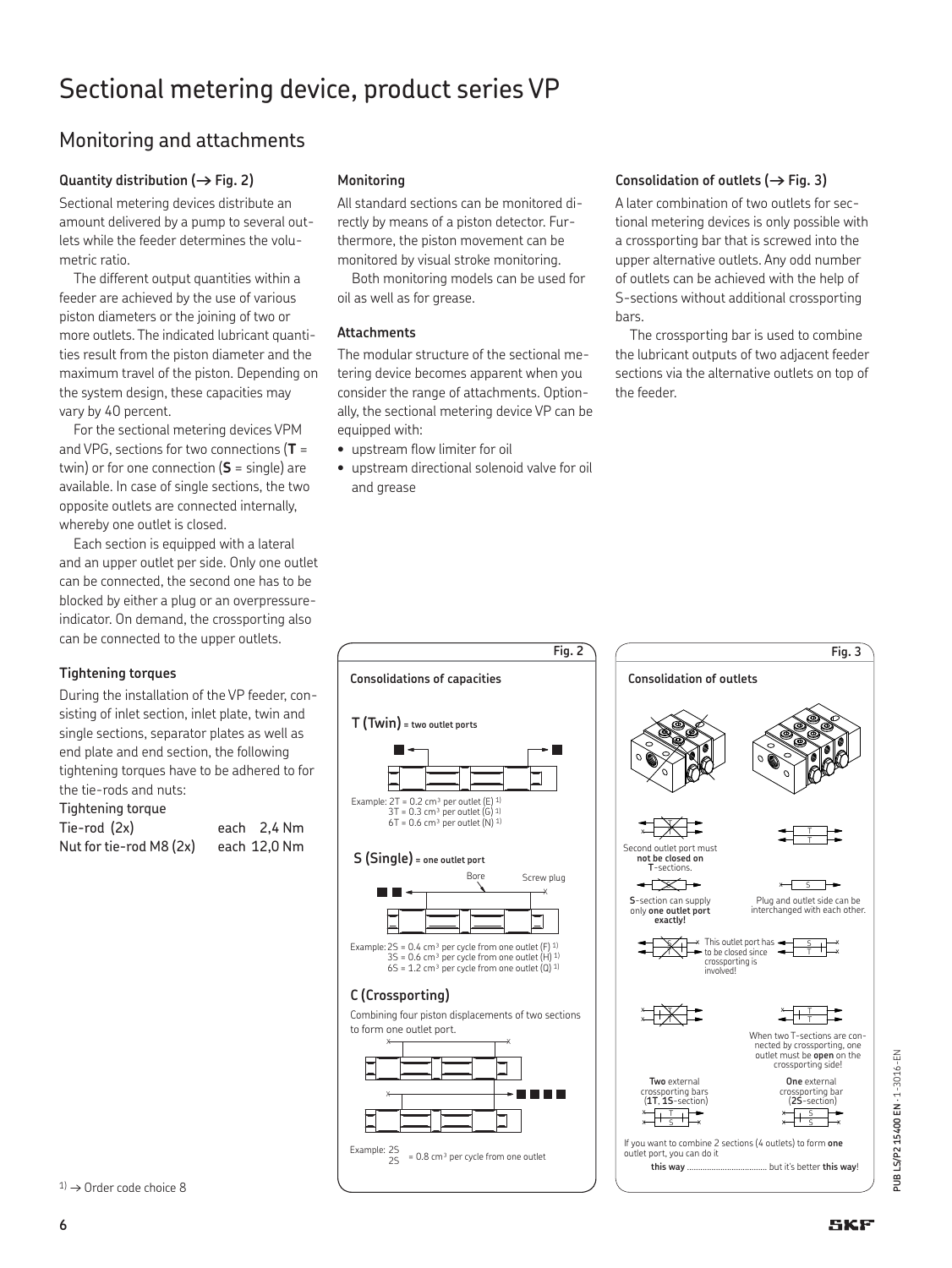# Sectional metering device, product series VP

## Monitoring and attachments

### Quantity distribution (→ Fig. 2)

Sectional metering devices distribute an amount delivered by a pump to several outlets while the feeder determines the volumetric ratio.

The different output quantities within a feeder are achieved by the use of various piston diameters or the joining of two or more outlets. The indicated lubricant quantities result from the piston diameter and the maximum travel of the piston. Depending on the system design, these capacities may vary by 40 percent.

For the sectional metering devices VPM and VPG, sections for two connections (**T** = twin) or for one connection (**S** = single) are available. In case of single sections, the two opposite outlets are connected internally, whereby one outlet is closed.

Each section is equipped with a lateral and an upper outlet per side. Only one outlet can be connected, the second one has to be blocked by either a plug or an overpressure-indicator. On demand, the crossporting also can be connected to the upper outlets.

### Tightening torques

During the installation of the VP feeder, consisting of inlet section, inlet plate, twin and single sections, separator plates as well as end plate and end section, the following tightening torques have to be adhered to for the tie-rods and nuts:

| Tightening torque | |
|---|---|
| Tie-rod (2x) | each 2,4 Nm |
| Nut for tie-rod M8 (2x) | each 12,0 Nm |

### Monitoring

All standard sections can be monitored directly by means of a piston detector. Furthermore, the piston movement can be monitored by visual stroke monitoring.

Both monitoring models can be used for oil as well as for grease.

### Attachments

The modular structure of the sectional metering device becomes apparent when you consider the range of attachments. Optionally, the sectional metering device VP can be equipped with:

- upstream flow limiter for oil
- upstream directional solenoid valve for oil and grease

### Consolidation of outlets (→ Fig. 3)

A later combination of two outlets for sectional metering devices is only possible with a crossporting bar that is screwed into the upper alternative outlets. Any odd number of outlets can be achieved with the help of S-sections without additional crossporting bars.

The crossporting bar is used to combine the lubricant outputs of two adjacent feeder sections via the alternative outlets on top of the feeder.

**Fig. 2**

**Consolidations of capacities**

**T (Twin)** = two outlet ports

Example: 2T = 0.2 cm³ per outlet (E) [1]
3T = 0.3 cm³ per outlet (G) [1]
6T = 0.6 cm³ per outlet (N) [1]

**S (Single)** = one outlet port

Bore — Screw plug

Example: 2S = 0.4 cm³ per cycle from one outlet (F) [1]
3S = 0.6 cm³ per cycle from one outlet (H) [1]
6S = 1.2 cm³ per cycle from one outlet (Q) [1]

**C (Crossporting)**

Combining four piston displacements of two sections to form one outlet port.

Example: 2S / 2S = 0.8 cm³ per cycle from one outlet

**Fig. 3**

**Consolidation of outlets**

Second outlet port must **not be closed on T**-sections.

**S**-section can supply only **one outlet port exactly!**

Plug and outlet side can be interchanged with each other.

This outlet port has to be closed since crossporting is involved!

When two T-sections are connected by crossporting, one outlet must be **open** on the crossporting side!

**Two** external crossporting bars (**1T**, **1S**-section)

**One** external crossporting bar (**2S**-section)

If you want to combine 2 sections (4 outlets) to form **one** outlet port, you can do it **this way** .................................. but it's better **this way**!

[1] → Order code choice 8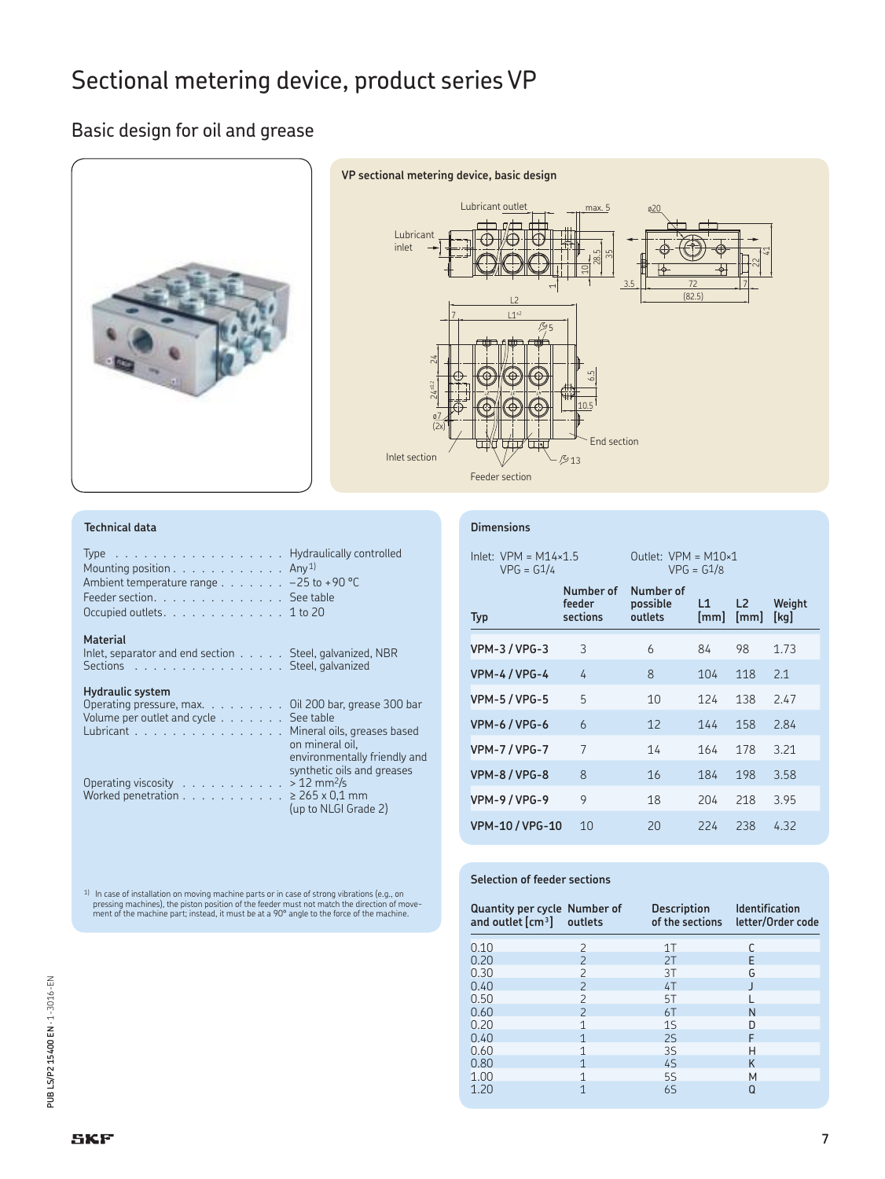# Sectional metering device, product series VP

## Basic design for oil and grease

**VP sectional metering device, basic design**

Lubricant outlet, Lubricant inlet, Inlet section, Feeder section, End section

### Technical data

| | |
|---|---|
| Type | Hydraulically controlled |
| Mounting position | Any[1] |
| Ambient temperature range | –25 to +90 °C |
| Feeder section | See table |
| Occupied outlets | 1 to 20 |

**Material**

| | |
|---|---|
| Inlet, separator and end section | Steel, galvanized, NBR |
| Sections | Steel, galvanized |

**Hydraulic system**

| | |
|---|---|
| Operating pressure, max. | Oil 200 bar, grease 300 bar |
| Volume per outlet and cycle | See table |
| Lubricant | Mineral oils, greases based on mineral oil, environmentally friendly and synthetic oils and greases |
| Operating viscosity | > 12 $mm^2/s$ |
| Worked penetration | ≥ 265 x 0,1 mm (up to NLGI Grade 2) |

[1] In case of installation on moving machine parts or in case of strong vibrations (e.g., on pressing machines), the piston position of the feeder must not match the direction of movement of the machine part; instead, it must be at a 90° angle to the force of the machine.

### Dimensions

Inlet: VPM = M14×1.5, VPG = G1/4
Outlet: VPM = M10×1, VPG = G1/8

| Typ | Number of feeder sections | Number of possible outlets | L1 [mm] | L2 [mm] | Weight [kg] |
|---|---|---|---|---|---|
| **VPM-3 / VPG-3** | 3 | 6 | 84 | 98 | 1.73 |
| **VPM-4 / VPG-4** | 4 | 8 | 104 | 118 | 2.1 |
| **VPM-5 / VPG-5** | 5 | 10 | 124 | 138 | 2.47 |
| **VPM-6 / VPG-6** | 6 | 12 | 144 | 158 | 2.84 |
| **VPM-7 / VPG-7** | 7 | 14 | 164 | 178 | 3.21 |
| **VPM-8 / VPG-8** | 8 | 16 | 184 | 198 | 3.58 |
| **VPM-9 / VPG-9** | 9 | 18 | 204 | 218 | 3.95 |
| **VPM-10 / VPG-10** | 10 | 20 | 224 | 238 | 4.32 |

### Selection of feeder sections

| Quantity per cycle and outlet [$cm^3$] | Number of outlets | Description of the sections | Identification letter/Order code |
|---|---|---|---|
| 0.10 | 2 | 1T | C |
| 0.20 | 2 | 2T | E |
| 0.30 | 2 | 3T | G |
| 0.40 | 2 | 4T | J |
| 0.50 | 2 | 5T | L |
| 0.60 | 2 | 6T | N |
| 0.20 | 1 | 1S | D |
| 0.40 | 1 | 2S | F |
| 0.60 | 1 | 3S | H |
| 0.80 | 1 | 4S | K |
| 1.00 | 1 | 5S | M |
| 1.20 | 1 | 6S | Q |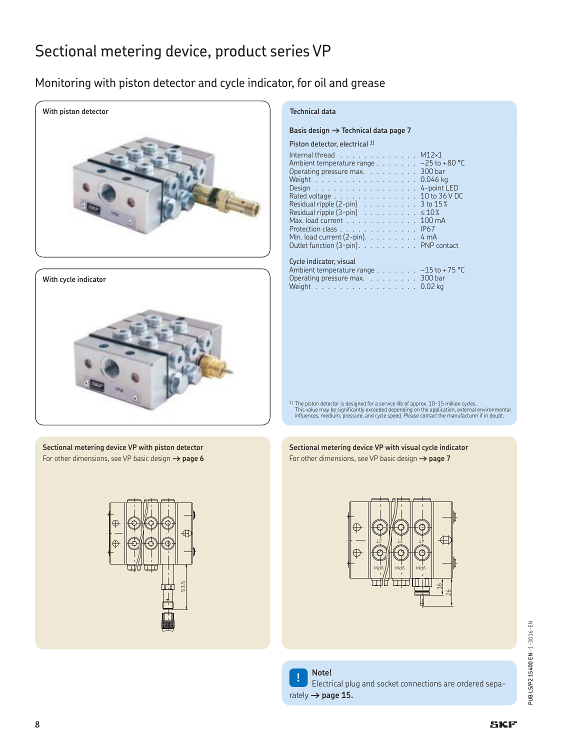# Sectional metering device, product series VP

## Monitoring with piston detector and cycle indicator, for oil and grease

**With piston detector**

**With cycle indicator**

### Technical data

**Basis design → Technical data page 7**

**Piston detector, electrical** [1]

| | |
|---|---|
| Internal thread | M12×1 |
| Ambient temperature range | –25 to +80 °C |
| Operating pressure max. | 300 bar |
| Weight | 0.046 kg |
| Design | 4-point LED |
| Rated voltage | 10 to 36 V DC |
| Residual ripple (2-pin) | 3 to 15% |
| Residual ripple (3-pin) | ≤10% |
| Max. load current | 100 mA |
| Protection class | IP67 |
| Min. load current (2-pin) | 4 mA |
| Outlet function (3-pin) | PNP contact |

**Cycle indicator, visual**

| | |
|---|---|
| Ambient temperature range | –15 to +75 °C |
| Operating pressure max. | 300 bar |
| Weight | 0.02 kg |

[1] The piston detector is designed for a service life of approx. 10-15 million cycles. This value may be significantly exceeded depending on the application, external environmental influences, medium, pressure, and cycle speed. Please contact the manufacturer if in doubt.

**Sectional metering device VP with piston detector**

For other dimensions, see VP basic design → **page 6**

**Sectional metering device VP with visual cycle indicator**

For other dimensions, see VP basic design → **page 7**

**Note!**
Electrical plug and socket connections are ordered separately → **page 15.**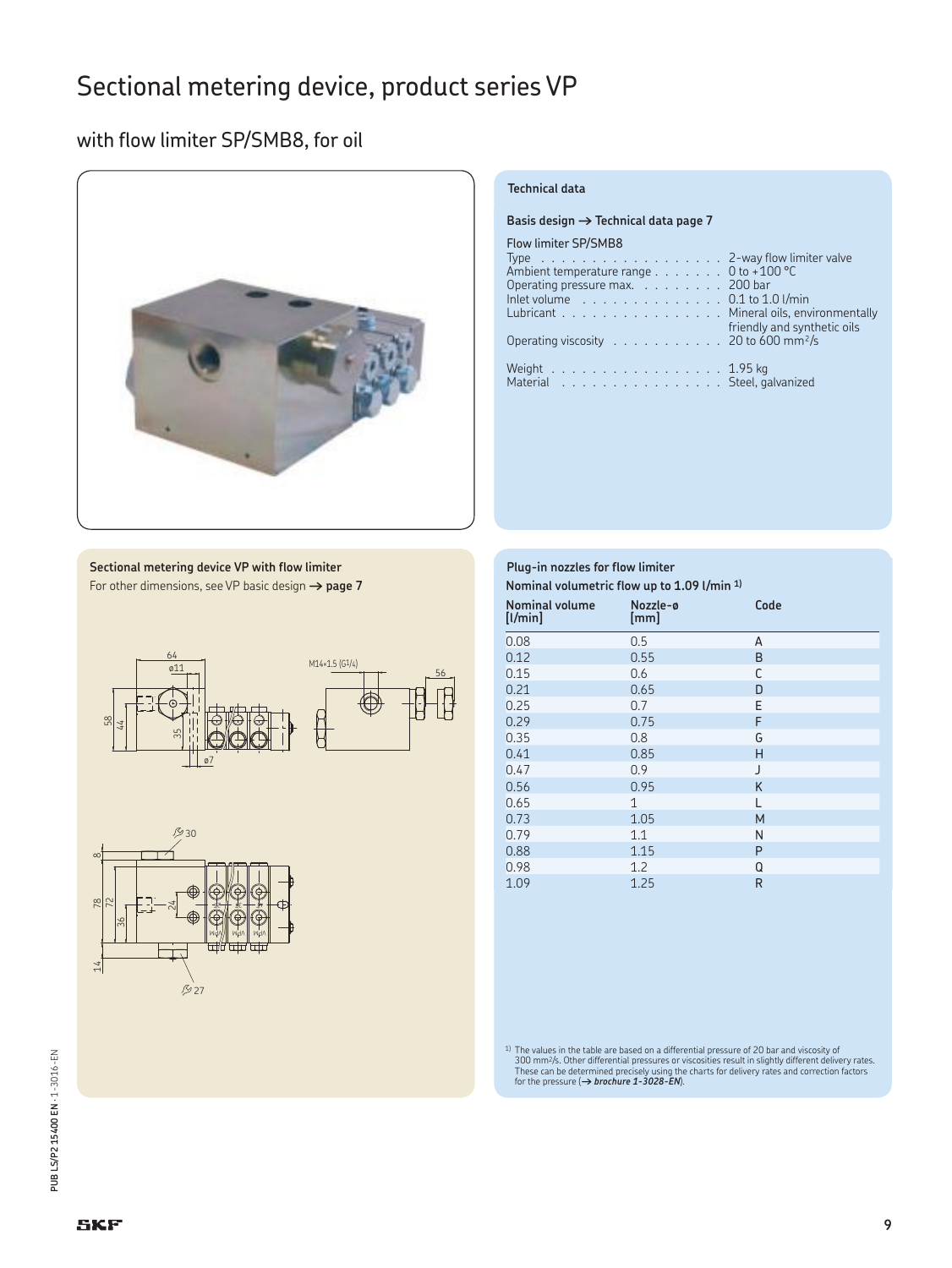# Sectional metering device, product series VP

## with flow limiter SP/SMB8, for oil

### Technical data

**Basis design → Technical data page 7**

Flow limiter SP/SMB8

| | |
|---|---|
| Type | 2-way flow limiter valve |
| Ambient temperature range | 0 to +100 °C |
| Operating pressure max. | 200 bar |
| Inlet volume | 0.1 to 1.0 l/min |
| Lubricant | Mineral oils, environmentally friendly and synthetic oils |
| Operating viscosity | 20 to 600 mm²/s |
| Weight | 1.95 kg |
| Material | Steel, galvanized |

### Sectional metering device VP with flow limiter

For other dimensions, see VP basic design → **page 7**

### Plug-in nozzles for flow limiter

**Nominal volumetric flow up to 1.09 l/min [1)]**

| Nominal volume [l/min] | Nozzle-ø [mm] | Code |
|---|---|---|
| 0.08 | 0.5 | A |
| 0.12 | 0.55 | B |
| 0.15 | 0.6 | C |
| 0.21 | 0.65 | D |
| 0.25 | 0.7 | E |
| 0.29 | 0.75 | F |
| 0.35 | 0.8 | G |
| 0.41 | 0.85 | H |
| 0.47 | 0.9 | J |
| 0.56 | 0.95 | K |
| 0.65 | 1 | L |
| 0.73 | 1.05 | M |
| 0.79 | 1.1 | N |
| 0.88 | 1.15 | P |
| 0.98 | 1.2 | Q |
| 1.09 | 1.25 | R |

[1)] The values in the table are based on a differential pressure of 20 bar and viscosity of 300 mm²/s. Other differential pressures or viscosities result in slightly different delivery rates. These can be determined precisely using the charts for delivery rates and correction factors for the pressure (→ ***brochure 1-3028-EN***).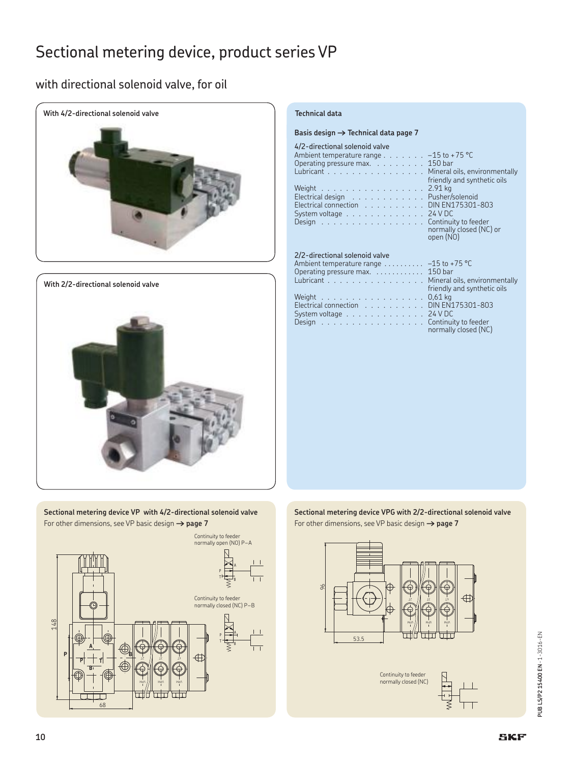# Sectional metering device, product series VP

## with directional solenoid valve, for oil

**With 4/2-directional solenoid valve**

**With 2/2-directional solenoid valve**

### Technical data

**Basis design → Technical data page 7**

4/2-directional solenoid valve

| | |
|---|---|
| Ambient temperature range | –15 to +75 °C |
| Operating pressure max. | 150 bar |
| Lubricant | Mineral oils, environmentally friendly and synthetic oils |
| Weight | 2.91 kg |
| Electrical design | Pusher/solenoid |
| Electrical connection | DIN EN175301-803 |
| System voltage | 24 V DC |
| Design | Continuity to feeder normally closed (NC) or open (NO) |

2/2-directional solenoid valve

| | |
|---|---|
| Ambient temperature range | –15 to +75 °C |
| Operating pressure max. | 150 bar |
| Lubricant | Mineral oils, environmentally friendly and synthetic oils |
| Weight | 0,61 kg |
| Electrical connection | DIN EN175301-803 |
| System voltage | 24 V DC |
| Design | Continuity to feeder normally closed (NC) |

**Sectional metering device VP with 4/2-directional solenoid valve**

For other dimensions, see VP basic design → **page 7**

Continuity to feeder normally open (NO) P–A

Continuity to feeder normally closed (NC) P–B

148

68

**Sectional metering device VPG with 2/2-directional solenoid valve**

For other dimensions, see VP basic design → **page 7**

96

53.5

Continuity to feeder normally closed (NC)

PUB LS/P2 15400 EN · 1-3016-EN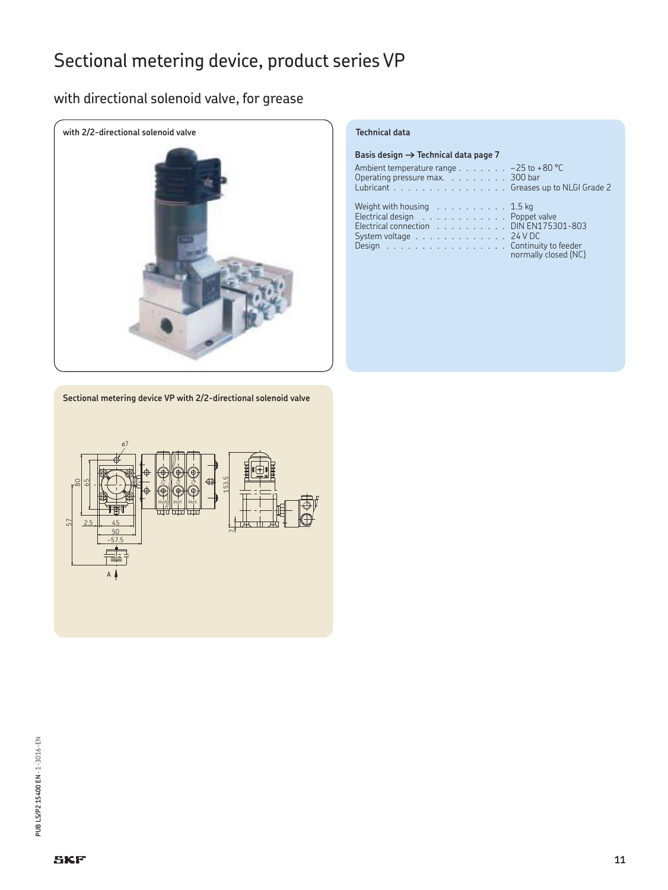# Sectional metering device, product series VP

## with directional solenoid valve, for grease

**with 2/2-directional solenoid valve**

**Technical data**

**Basis design → Technical data page 7**

| | |
|---|---|
| Ambient temperature range | −25 to +80 °C |
| Operating pressure max. | 300 bar |
| Lubricant | Greases up to NLGI Grade 2 |
| Weight with housing | 1.5 kg |
| Electrical design | Poppet valve |
| Electrical connection | DIN EN175301-803 |
| System voltage | 24 V DC |
| Design | Continuity to feeder normally closed (NC) |

**Sectional metering device VP with 2/2-directional solenoid valve**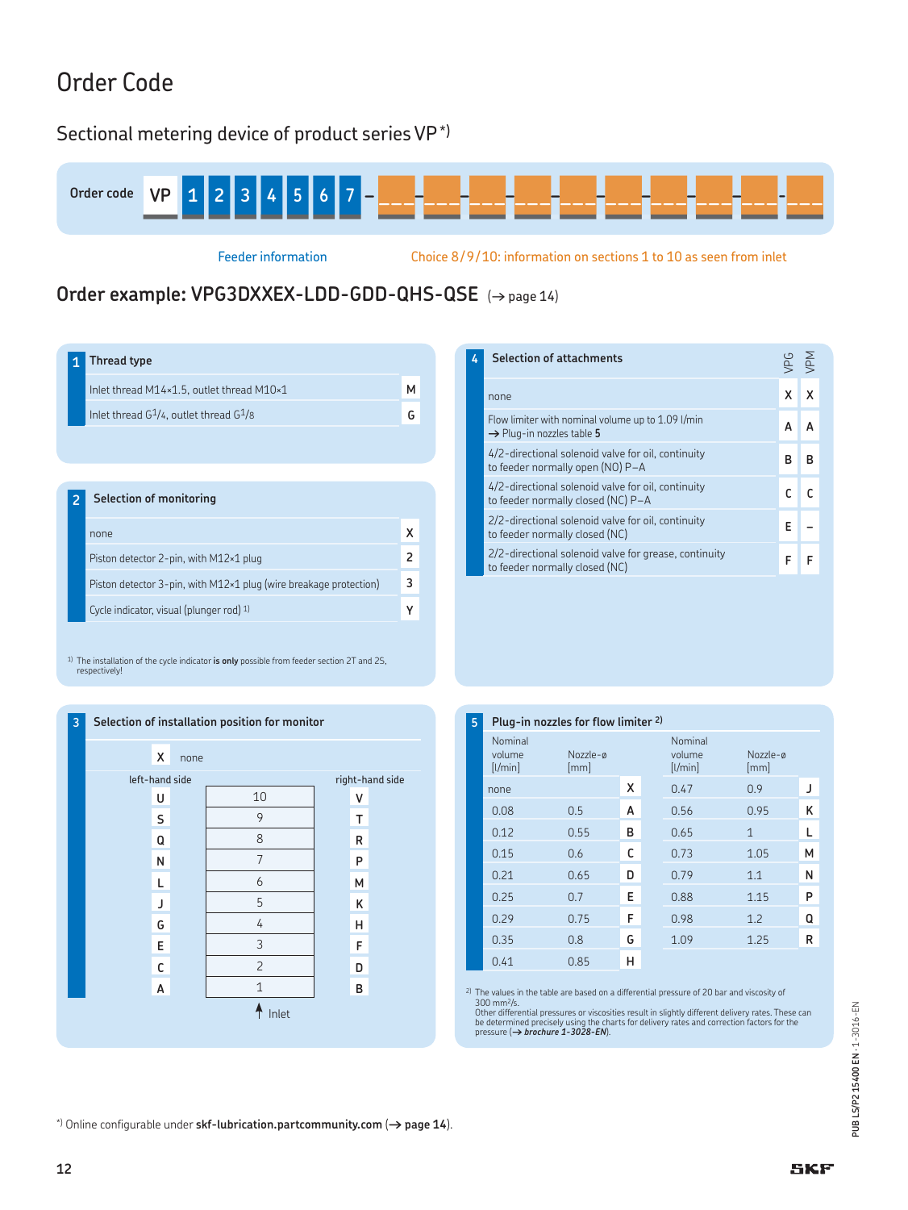# Order Code

## Sectional metering device of product series VP *)

Order code: VP 1 2 3 4 5 6 7 – ___ – ___ – ___ – ___ – ___ – ___ – ___ – ___ – ___ – ___

Feeder information (positions 1–7)

Choice 8/9/10: information on sections 1 to 10 as seen from inlet

## Order example: VPG3DXXEX-LDD-GDD-QHS-QSE (→ page 14)

### 1 Thread type

| Thread type | Code |
|---|---|
| Inlet thread M14×1.5, outlet thread M10×1 | M |
| Inlet thread G1/4, outlet thread G1/8 | G |

### 2 Selection of monitoring

| Monitoring | Code |
|---|---|
| none | X |
| Piston detector 2-pin, with M12×1 plug | 2 |
| Piston detector 3-pin, with M12×1 plug (wire breakage protection) | 3 |
| Cycle indicator, visual (plunger rod) [1] | Y |

[1] The installation of the cycle indicator **is only** possible from feeder section 2T and 2S, respectively!

### 3 Selection of installation position for monitor

X none

| left-hand side | Section | right-hand side |
|---|---|---|
| U | 10 | V |
| S | 9 | T |
| Q | 8 | R |
| N | 7 | P |
| L | 6 | M |
| J | 5 | K |
| G | 4 | H |
| E | 3 | F |
| C | 2 | D |
| A | 1 | B |

↑ Inlet

### 4 Selection of attachments

| Attachment | VPG | VPM |
|---|---|---|
| none | X | X |
| Flow limiter with nominal volume up to 1.09 l/min → Plug-in nozzles table **5** | A | A |
| 4/2-directional solenoid valve for oil, continuity to feeder normally open (NO) P–A | B | B |
| 4/2-directional solenoid valve for oil, continuity to feeder normally closed (NC) P–A | C | C |
| 2/2-directional solenoid valve for oil, continuity to feeder normally closed (NC) | E | – |
| 2/2-directional solenoid valve for grease, continuity to feeder normally closed (NC) | F | F |

### 5 Plug-in nozzles for flow limiter [2]

| Nominal volume [l/min] | Nozzle-ø [mm] | Code | Nominal volume [l/min] | Nozzle-ø [mm] | Code |
|---|---|---|---|---|---|
| none | | X | 0.47 | 0.9 | J |
| 0.08 | 0.5 | A | 0.56 | 0.95 | K |
| 0.12 | 0.55 | B | 0.65 | 1 | L |
| 0.15 | 0.6 | C | 0.73 | 1.05 | M |
| 0.21 | 0.65 | D | 0.79 | 1.1 | N |
| 0.25 | 0.7 | E | 0.88 | 1.15 | P |
| 0.29 | 0.75 | F | 0.98 | 1.2 | Q |
| 0.35 | 0.8 | G | 1.09 | 1.25 | R |
| 0.41 | 0.85 | H | | | |

[2] The values in the table are based on a differential pressure of 20 bar and viscosity of 300 mm²/s.
Other differential pressures or viscosities result in slightly different delivery rates. These can be determined precisely using the charts for delivery rates and correction factors for the pressure (→ ***brochure 1-3028-EN***).

*) Online configurable under **skf-lubrication.partcommunity.com** (→ **page 14**).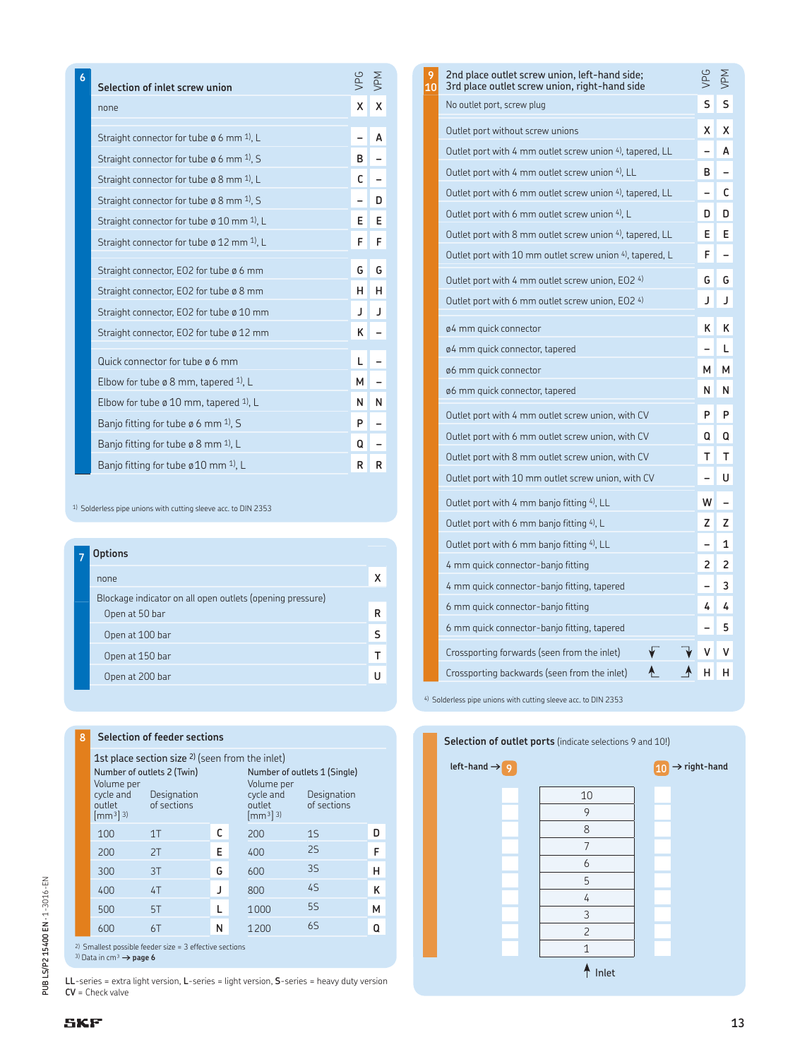## 6 Selection of inlet screw union

| Selection of inlet screw union | VPG | VPM |
|---|---|---|
| none | X | X |
| Straight connector for tube ø 6 mm [1], L | – | A |
| Straight connector for tube ø 6 mm [1], S | B | – |
| Straight connector for tube ø 8 mm [1], L | C | – |
| Straight connector for tube ø 8 mm [1], S | – | D |
| Straight connector for tube ø 10 mm [1], L | E | E |
| Straight connector for tube ø 12 mm [1], L | F | F |
| Straight connector, E02 for tube ø 6 mm | G | G |
| Straight connector, E02 for tube ø 8 mm | H | H |
| Straight connector, E02 for tube ø 10 mm | J | J |
| Straight connector, E02 for tube ø 12 mm | K | – |
| Quick connector for tube ø 6 mm | L | – |
| Elbow for tube ø 8 mm, tapered [1], L | M | – |
| Elbow for tube ø 10 mm, tapered [1], L | N | N |
| Banjo fitting for tube ø 6 mm [1], S | P | – |
| Banjo fitting for tube ø 8 mm [1], L | Q | – |
| Banjo fitting for tube ø10 mm [1], L | R | R |

[1] Solderless pipe unions with cutting sleeve acc. to DIN 2353

## 7 Options

| Options | |
|---|---|
| none | X |
| Blockage indicator on all open outlets (opening pressure) | |
| Open at 50 bar | R |
| Open at 100 bar | S |
| Open at 150 bar | T |
| Open at 200 bar | U |

## 8 Selection of feeder sections

1st place section size [2] (seen from the inlet)

| Number of outlets 2 (Twin): Volume per cycle and outlet [mm³] [3] | Designation of sections | | Number of outlets 1 (Single): Volume per cycle and outlet [mm³] [3] | Designation of sections | |
|---|---|---|---|---|---|
| 100 | 1T | C | 200 | 1S | D |
| 200 | 2T | E | 400 | 2S | F |
| 300 | 3T | G | 600 | 3S | H |
| 400 | 4T | J | 800 | 4S | K |
| 500 | 5T | L | 1000 | 5S | M |
| 600 | 6T | N | 1200 | 6S | Q |

[2] Smallest possible feeder size = 3 effective sections
[3] Data in cm³ → **page 6**

**LL**-series = extra light version, **L**-series = light version, **S**-series = heavy duty version
**CV** = Check valve

## 9 / 10 2nd place outlet screw union, left-hand side; 3rd place outlet screw union, right-hand side

| 2nd place outlet screw union, left-hand side; 3rd place outlet screw union, right-hand side | VPG | VPM |
|---|---|---|
| No outlet port, screw plug | S | S |
| Outlet port without screw unions | X | X |
| Outlet port with 4 mm outlet screw union [4], tapered, LL | – | A |
| Outlet port with 4 mm outlet screw union [4], LL | B | – |
| Outlet port with 6 mm outlet screw union [4], tapered, LL | – | C |
| Outlet port with 6 mm outlet screw union [4], L | D | D |
| Outlet port with 8 mm outlet screw union [4], tapered, LL | E | E |
| Outlet port with 10 mm outlet screw union [4], tapered, L | F | – |
| Outlet port with 4 mm outlet screw union, E02 [4] | G | G |
| Outlet port with 6 mm outlet screw union, E02 [4] | J | J |
| ø4 mm quick connector | K | K |
| ø4 mm quick connector, tapered | – | L |
| ø6 mm quick connector | M | M |
| ø6 mm quick connector, tapered | N | N |
| Outlet port with 4 mm outlet screw union, with CV | P | P |
| Outlet port with 6 mm outlet screw union, with CV | Q | Q |
| Outlet port with 8 mm outlet screw union, with CV | T | T |
| Outlet port with 10 mm outlet screw union, with CV | – | U |
| Outlet port with 4 mm banjo fitting [4], LL | W | – |
| Outlet port with 6 mm banjo fitting [4], L | Z | Z |
| Outlet port with 6 mm banjo fitting [4], LL | – | 1 |
| 4 mm quick connector-banjo fitting | 2 | 2 |
| 4 mm quick connector-banjo fitting, tapered | – | 3 |
| 6 mm quick connector-banjo fitting | 4 | 4 |
| 6 mm quick connector-banjo fitting, tapered | – | 5 |
| Crossporting forwards (seen from the inlet) | V | V |
| Crossporting backwards (seen from the inlet) | H | H |

[4] Solderless pipe unions with cutting sleeve acc. to DIN 2353

## Selection of outlet ports (indicate selections 9 and 10!)

| left-hand → 9 | Section | 10 → right-hand |
|---|---|---|
| | 10 | |
| | 9 | |
| | 8 | |
| | 7 | |
| | 6 | |
| | 5 | |
| | 4 | |
| | 3 | |
| | 2 | |
| | 1 | |

↑ Inlet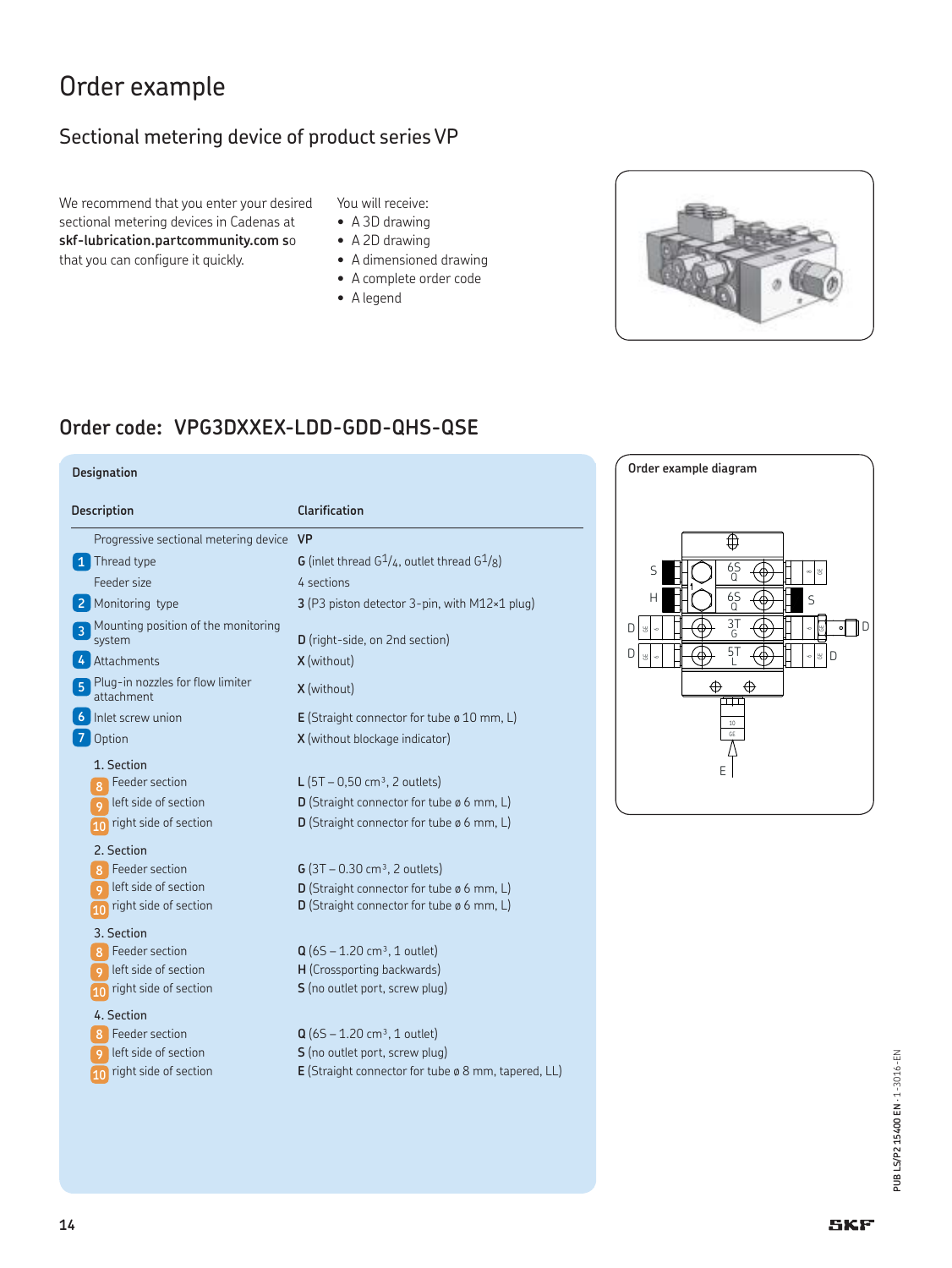# Order example

## Sectional metering device of product series VP

We recommend that you enter your desired sectional metering devices in Cadenas at **skf-lubrication.partcommunity.com** so that you can configure it quickly.

You will receive:

- A 3D drawing
- A 2D drawing
- A dimensioned drawing
- A complete order code
- A legend

## Order code: VPG3DXXEX-LDD-GDD-QHS-QSE

**Designation**

| Description | Clarification |
|---|---|
| Progressive sectional metering device | **VP** |
| 1 Thread type | **G** (inlet thread $G^1/_4$, outlet thread $G^1/_8$) |
| Feeder size | 4 sections |
| 2 Monitoring type | **3** (P3 piston detector 3-pin, with M12×1 plug) |
| 3 Mounting position of the monitoring system | **D** (right-side, on 2nd section) |
| 4 Attachments | **X** (without) |
| 5 Plug-in nozzles for flow limiter attachment | **X** (without) |
| 6 Inlet screw union | **E** (Straight connector for tube ø 10 mm, L) |
| 7 Option | **X** (without blockage indicator) |
| 1. Section | |
| 8 Feeder section | **L** (5T – 0,50 cm³, 2 outlets) |
| 9 left side of section | **D** (Straight connector for tube ø 6 mm, L) |
| 10 right side of section | **D** (Straight connector for tube ø 6 mm, L) |
| 2. Section | |
| 8 Feeder section | **G** (3T – 0.30 cm³, 2 outlets) |
| 9 left side of section | **D** (Straight connector for tube ø 6 mm, L) |
| 10 right side of section | **D** (Straight connector for tube ø 6 mm, L) |
| 3. Section | |
| 8 Feeder section | **Q** (6S – 1.20 cm³, 1 outlet) |
| 9 left side of section | **H** (Crossporting backwards) |
| 10 right side of section | **S** (no outlet port, screw plug) |
| 4. Section | |
| 8 Feeder section | **Q** (6S – 1.20 cm³, 1 outlet) |
| 9 left side of section | **S** (no outlet port, screw plug) |
| 10 right side of section | **E** (Straight connector for tube ø 8 mm, tapered, LL) |

**Order example diagram**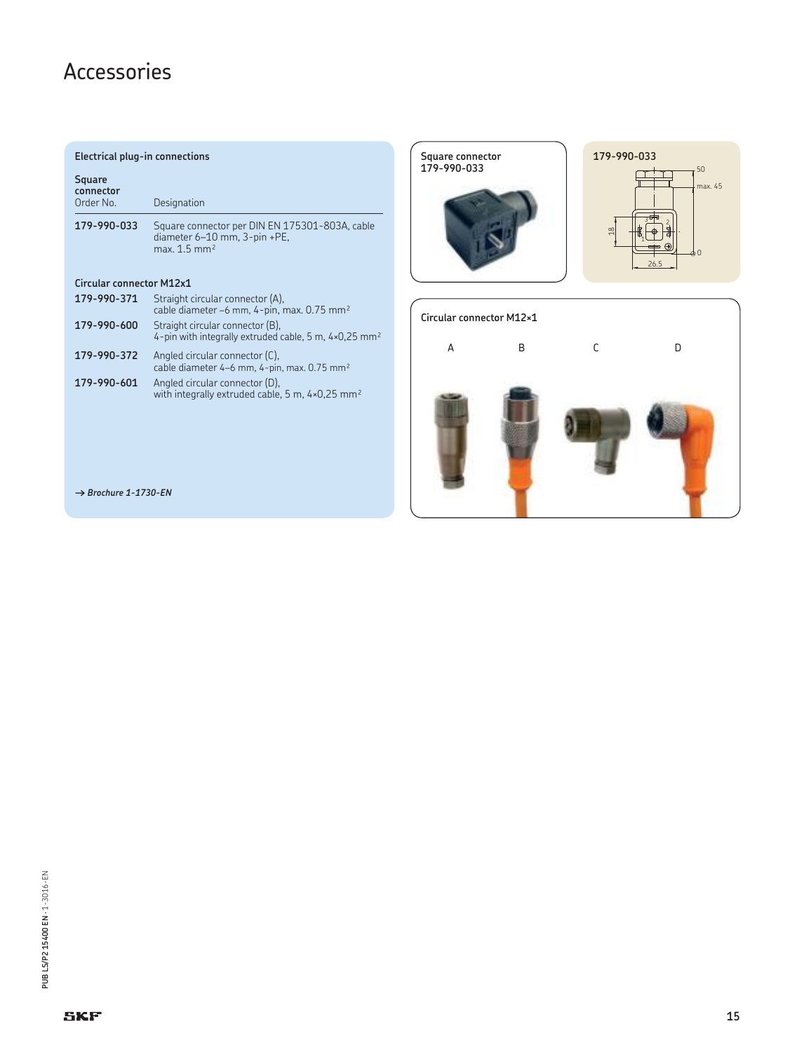# Accessories

**Electrical plug-in connections**

| **Square connector** Order No. | Designation |
|---|---|
| **179-990-033** | Square connector per DIN EN 175301-803A, cable diameter 6–10 mm, 3-pin +PE, max. 1.5 mm² |

**Circular connector M12x1**

| Order No. | Designation |
|---|---|
| **179-990-371** | Straight circular connector (A), cable diameter –6 mm, 4-pin, max. 0.75 mm² |
| **179-990-600** | Straight circular connector (B), 4-pin with integrally extruded cable, 5 m, 4×0,25 mm² |
| **179-990-372** | Angled circular connector (C), cable diameter 4–6 mm, 4-pin, max. 0.75 mm² |
| **179-990-601** | Angled circular connector (D), with integrally extruded cable, 5 m, 4×0,25 mm² |

→ *Brochure 1-1730-EN*

**Square connector 179-990-033**

**179-990-033**

50, max. 45, 18, 26.5

**Circular connector M12×1**

A B C D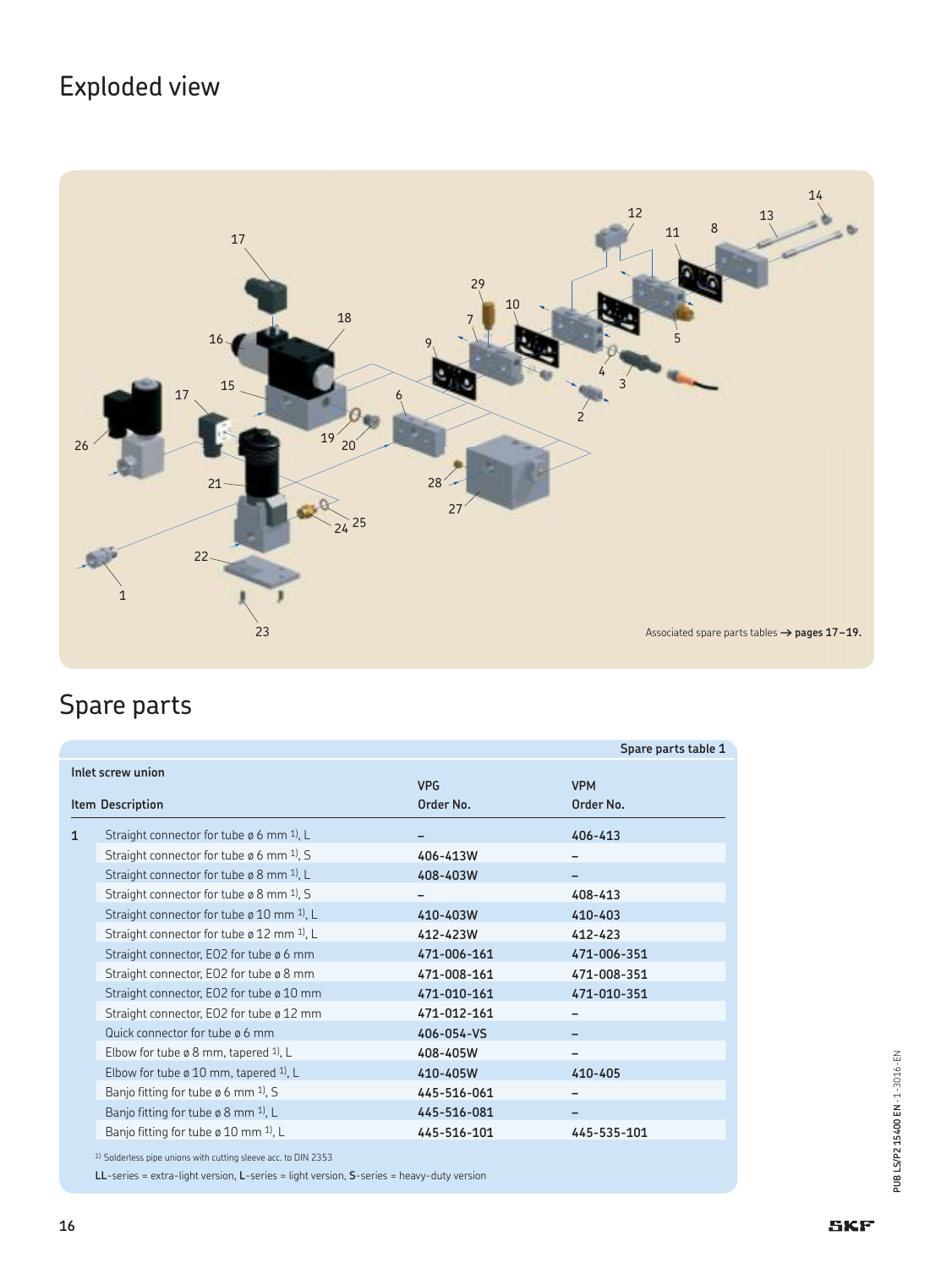# Exploded view

Associated spare parts tables → **pages 17–19.**

# Spare parts

**Spare parts table 1**

**Inlet screw union**

| Item | Description | VPG Order No. | VPM Order No. |
|---|---|---|---|
| 1 | Straight connector for tube ø 6 mm [1], L | – | 406-413 |
| | Straight connector for tube ø 6 mm [1], S | 406-413W | – |
| | Straight connector for tube ø 8 mm [1], L | 408-403W | – |
| | Straight connector for tube ø 8 mm [1], S | – | 408-413 |
| | Straight connector for tube ø 10 mm [1], L | 410-403W | 410-403 |
| | Straight connector for tube ø 12 mm [1], L | 412-423W | 412-423 |
| | Straight connector, EO2 for tube ø 6 mm | 471-006-161 | 471-006-351 |
| | Straight connector, EO2 for tube ø 8 mm | 471-008-161 | 471-008-351 |
| | Straight connector, EO2 for tube ø 10 mm | 471-010-161 | 471-010-351 |
| | Straight connector, EO2 for tube ø 12 mm | 471-012-161 | – |
| | Quick connector for tube ø 6 mm | 406-054-VS | – |
| | Elbow for tube ø 8 mm, tapered [1], L | 408-405W | – |
| | Elbow for tube ø 10 mm, tapered [1], L | 410-405W | 410-405 |
| | Banjo fitting for tube ø 6 mm [1], S | 445-516-061 | – |
| | Banjo fitting for tube ø 8 mm [1], L | 445-516-081 | – |
| | Banjo fitting for tube ø 10 mm [1], L | 445-516-101 | 445-535-101 |

[1] Solderless pipe unions with cutting sleeve acc. to DIN 2353

**LL**-series = extra-light version, **L**-series = light version, **S**-series = heavy-duty version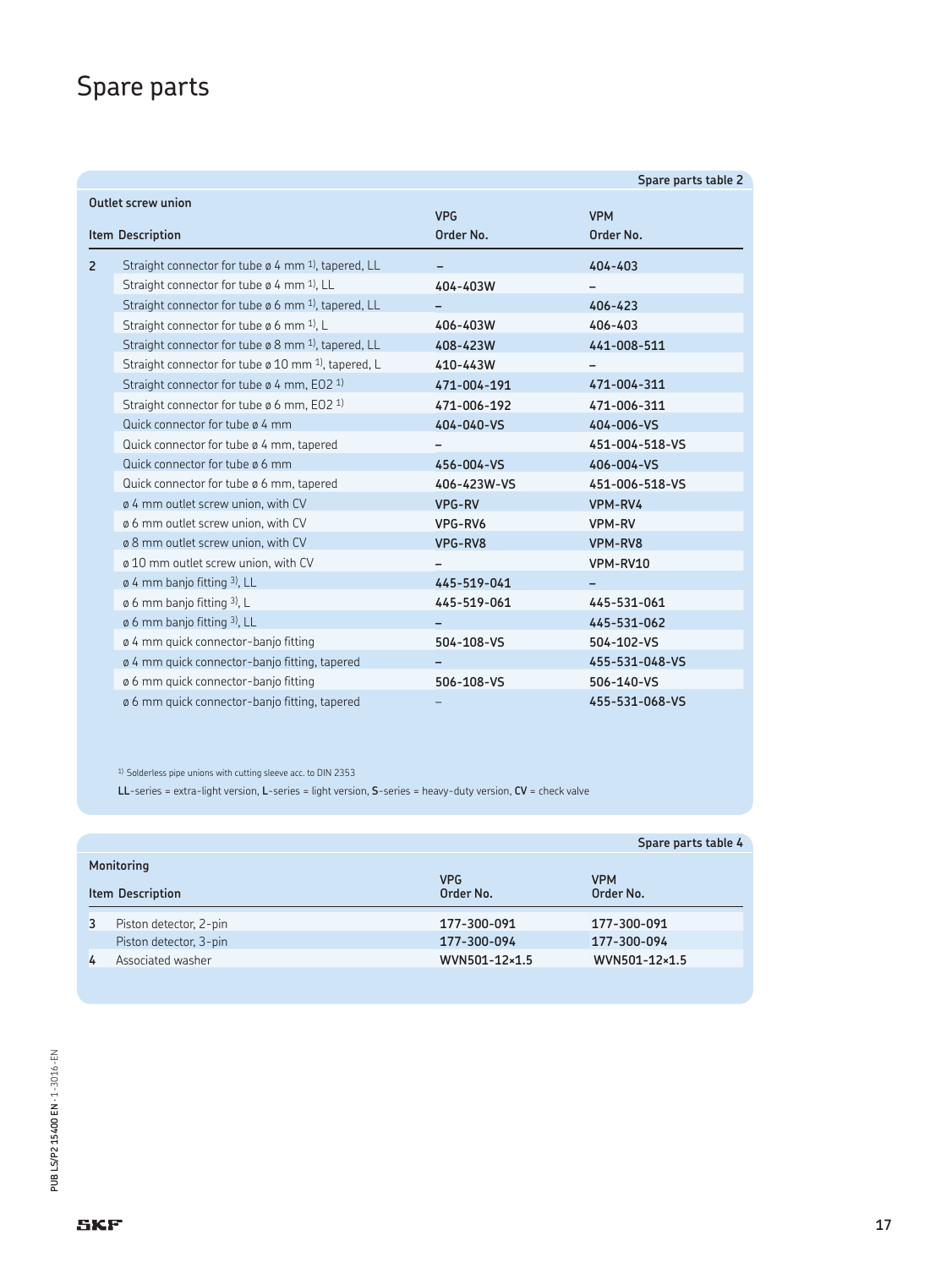# Spare parts

Spare parts table 2

**Outlet screw union**

| Item | Description | VPG Order No. | VPM Order No. |
|---|---|---|---|
| 2 | Straight connector for tube ø 4 mm [1], tapered, LL | – | 404-403 |
| | Straight connector for tube ø 4 mm [1], LL | 404-403W | – |
| | Straight connector for tube ø 6 mm [1], tapered, LL | – | 406-423 |
| | Straight connector for tube ø 6 mm [1], L | 406-403W | 406-403 |
| | Straight connector for tube ø 8 mm [1], tapered, LL | 408-423W | 441-008-511 |
| | Straight connector for tube ø 10 mm [1], tapered, L | 410-443W | – |
| | Straight connector for tube ø 4 mm, EO2 [1] | 471-004-191 | 471-004-311 |
| | Straight connector for tube ø 6 mm, EO2 [1] | 471-006-192 | 471-006-311 |
| | Quick connector for tube ø 4 mm | 404-040-VS | 404-006-VS |
| | Quick connector for tube ø 4 mm, tapered | – | 451-004-518-VS |
| | Quick connector for tube ø 6 mm | 456-004-VS | 406-004-VS |
| | Quick connector for tube ø 6 mm, tapered | 406-423W-VS | 451-006-518-VS |
| | ø 4 mm outlet screw union, with CV | VPG-RV | VPM-RV4 |
| | ø 6 mm outlet screw union, with CV | VPG-RV6 | VPM-RV |
| | ø 8 mm outlet screw union, with CV | VPG-RV8 | VPM-RV8 |
| | ø 10 mm outlet screw union, with CV | – | VPM-RV10 |
| | ø 4 mm banjo fitting [3], LL | 445-519-041 | – |
| | ø 6 mm banjo fitting [3], L | 445-519-061 | 445-531-061 |
| | ø 6 mm banjo fitting [3], LL | – | 445-531-062 |
| | ø 4 mm quick connector-banjo fitting | 504-108-VS | 504-102-VS |
| | ø 4 mm quick connector-banjo fitting, tapered | – | 455-531-048-VS |
| | ø 6 mm quick connector-banjo fitting | 506-108-VS | 506-140-VS |
| | ø 6 mm quick connector-banjo fitting, tapered | – | 455-531-068-VS |

[1] Solderless pipe unions with cutting sleeve acc. to DIN 2353

**LL**-series = extra-light version, **L**-series = light version, **S**-series = heavy-duty version, **CV** = check valve

Spare parts table 4

**Monitoring**

| Item | Description | VPG Order No. | VPM Order No. |
|---|---|---|---|
| 3 | Piston detector, 2-pin | 177-300-091 | 177-300-091 |
| | Piston detector, 3-pin | 177-300-094 | 177-300-094 |
| 4 | Associated washer | WVN501-12×1.5 | WVN501-12×1.5 |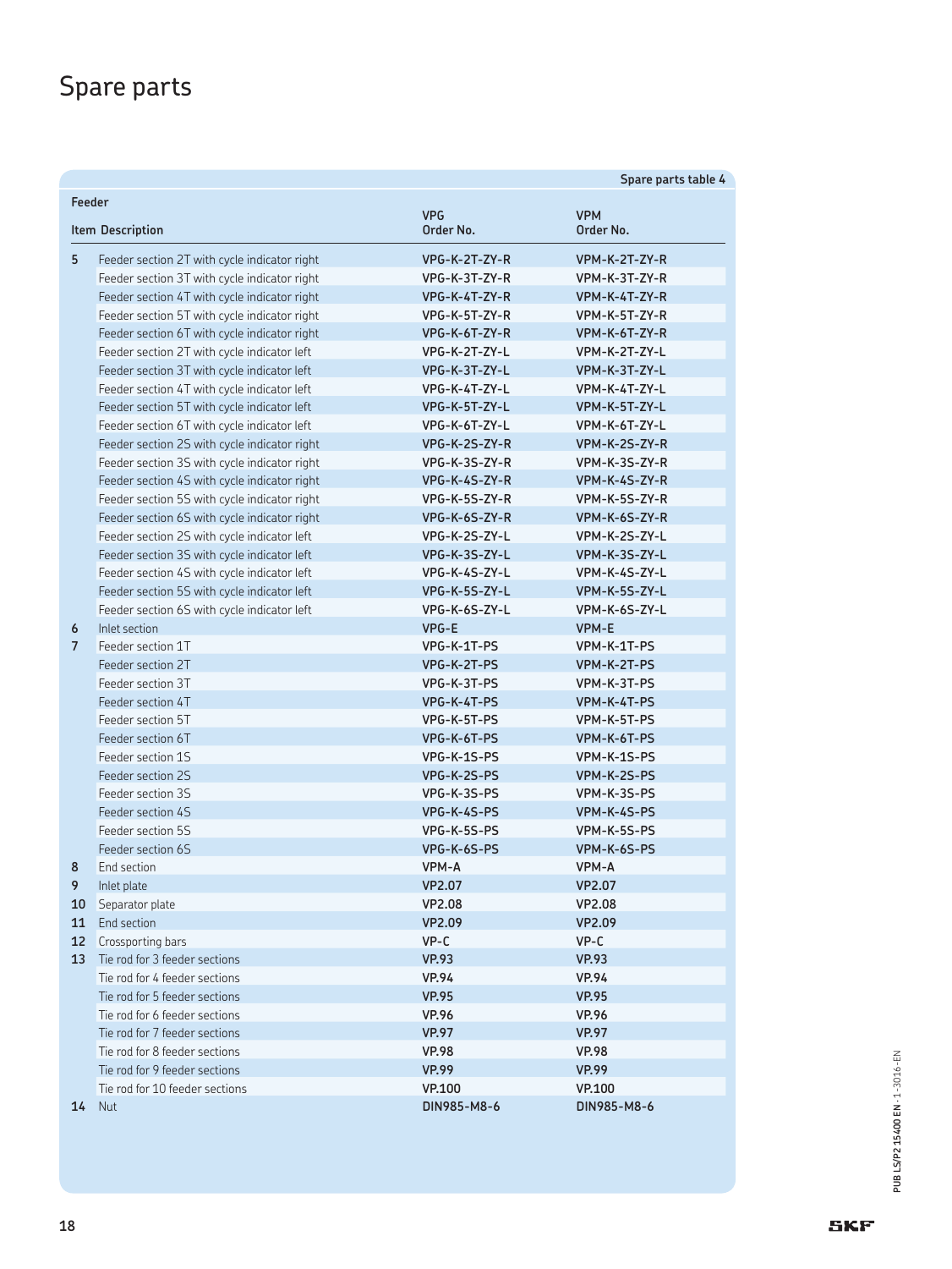# Spare parts

Spare parts table 4

| Feeder | | | |
|---|---|---|---|
| Item | Description | VPG Order No. | VPM Order No. |
| 5 | Feeder section 2T with cycle indicator right | VPG-K-2T-ZY-R | VPM-K-2T-ZY-R |
| | Feeder section 3T with cycle indicator right | VPG-K-3T-ZY-R | VPM-K-3T-ZY-R |
| | Feeder section 4T with cycle indicator right | VPG-K-4T-ZY-R | VPM-K-4T-ZY-R |
| | Feeder section 5T with cycle indicator right | VPG-K-5T-ZY-R | VPM-K-5T-ZY-R |
| | Feeder section 6T with cycle indicator right | VPG-K-6T-ZY-R | VPM-K-6T-ZY-R |
| | Feeder section 2T with cycle indicator left | VPG-K-2T-ZY-L | VPM-K-2T-ZY-L |
| | Feeder section 3T with cycle indicator left | VPG-K-3T-ZY-L | VPM-K-3T-ZY-L |
| | Feeder section 4T with cycle indicator left | VPG-K-4T-ZY-L | VPM-K-4T-ZY-L |
| | Feeder section 5T with cycle indicator left | VPG-K-5T-ZY-L | VPM-K-5T-ZY-L |
| | Feeder section 6T with cycle indicator left | VPG-K-6T-ZY-L | VPM-K-6T-ZY-L |
| | Feeder section 2S with cycle indicator right | VPG-K-2S-ZY-R | VPM-K-2S-ZY-R |
| | Feeder section 3S with cycle indicator right | VPG-K-3S-ZY-R | VPM-K-3S-ZY-R |
| | Feeder section 4S with cycle indicator right | VPG-K-4S-ZY-R | VPM-K-4S-ZY-R |
| | Feeder section 5S with cycle indicator right | VPG-K-5S-ZY-R | VPM-K-5S-ZY-R |
| | Feeder section 6S with cycle indicator right | VPG-K-6S-ZY-R | VPM-K-6S-ZY-R |
| | Feeder section 2S with cycle indicator left | VPG-K-2S-ZY-L | VPM-K-2S-ZY-L |
| | Feeder section 3S with cycle indicator left | VPG-K-3S-ZY-L | VPM-K-3S-ZY-L |
| | Feeder section 4S with cycle indicator left | VPG-K-4S-ZY-L | VPM-K-4S-ZY-L |
| | Feeder section 5S with cycle indicator left | VPG-K-5S-ZY-L | VPM-K-5S-ZY-L |
| | Feeder section 6S with cycle indicator left | VPG-K-6S-ZY-L | VPM-K-6S-ZY-L |
| 6 | Inlet section | VPG-E | VPM-E |
| 7 | Feeder section 1T | VPG-K-1T-PS | VPM-K-1T-PS |
| | Feeder section 2T | VPG-K-2T-PS | VPM-K-2T-PS |
| | Feeder section 3T | VPG-K-3T-PS | VPM-K-3T-PS |
| | Feeder section 4T | VPG-K-4T-PS | VPM-K-4T-PS |
| | Feeder section 5T | VPG-K-5T-PS | VPM-K-5T-PS |
| | Feeder section 6T | VPG-K-6T-PS | VPM-K-6T-PS |
| | Feeder section 1S | VPG-K-1S-PS | VPM-K-1S-PS |
| | Feeder section 2S | VPG-K-2S-PS | VPM-K-2S-PS |
| | Feeder section 3S | VPG-K-3S-PS | VPM-K-3S-PS |
| | Feeder section 4S | VPG-K-4S-PS | VPM-K-4S-PS |
| | Feeder section 5S | VPG-K-5S-PS | VPM-K-5S-PS |
| | Feeder section 6S | VPG-K-6S-PS | VPM-K-6S-PS |
| 8 | End section | VPM-A | VPM-A |
| 9 | Inlet plate | VP2.07 | VP2.07 |
| 10 | Separator plate | VP2.08 | VP2.08 |
| 11 | End section | VP2.09 | VP2.09 |
| 12 | Crossporting bars | VP-C | VP-C |
| 13 | Tie rod for 3 feeder sections | VP.93 | VP.93 |
| | Tie rod for 4 feeder sections | VP.94 | VP.94 |
| | Tie rod for 5 feeder sections | VP.95 | VP.95 |
| | Tie rod for 6 feeder sections | VP.96 | VP.96 |
| | Tie rod for 7 feeder sections | VP.97 | VP.97 |
| | Tie rod for 8 feeder sections | VP.98 | VP.98 |
| | Tie rod for 9 feeder sections | VP.99 | VP.99 |
| | Tie rod for 10 feeder sections | VP.100 | VP.100 |
| 14 | Nut | DIN985-M8-6 | DIN985-M8-6 |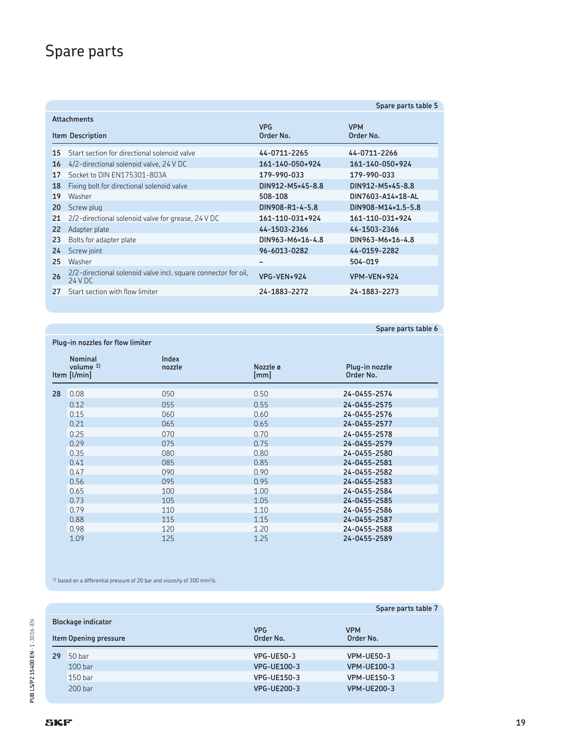# Spare parts

**Spare parts table 5**

**Attachments**

| Item | Description | VPG Order No. | VPM Order No. |
|---|---|---|---|
| 15 | Start section for directional solenoid valve | 44-0711-2265 | 44-0711-2266 |
| 16 | 4/2-directional solenoid valve, 24 V DC | 161-140-050+924 | 161-140-050+924 |
| 17 | Socket to DIN EN175301-803A | 179-990-033 | 179-990-033 |
| 18 | Fixing bolt for directional solenoid valve | DIN912-M5×45-8.8 | DIN912-M5×45-8.8 |
| 19 | Washer | 508-108 | DIN7603-A14×18-AL |
| 20 | Screw plug | DIN908-R1-4-5.8 | DIN908-M14×1.5-5.8 |
| 21 | 2/2-directional solenoid valve for grease, 24 V DC | 161-110-031+924 | 161-110-031+924 |
| 22 | Adapter plate | 44-1503-2366 | 44-1503-2366 |
| 23 | Bolts for adapter plate | DIN963-M6×16-4.8 | DIN963-M6×16-4.8 |
| 24 | Screw joint | 96-6013-0282 | 44-0159-2282 |
| 25 | Washer | – | 504-019 |
| 26 | 2/2-directional solenoid valve incl. square connector for oil, 24 V DC | VPG-VEN+924 | VPM-VEN+924 |
| 27 | Start section with flow limiter | 24-1883-2272 | 24-1883-2273 |

**Spare parts table 6**

**Plug-in nozzles for flow limiter**

| Item | Nominal volume [1] [l/min] | Index nozzle | Nozzle ø [mm] | Plug-in nozzle Order No. |
|---|---|---|---|---|
| 28 | 0.08 | 050 | 0.50 | 24-0455-2574 |
| | 0.12 | 055 | 0.55 | 24-0455-2575 |
| | 0.15 | 060 | 0.60 | 24-0455-2576 |
| | 0.21 | 065 | 0.65 | 24-0455-2577 |
| | 0.25 | 070 | 0.70 | 24-0455-2578 |
| | 0.29 | 075 | 0.75 | 24-0455-2579 |
| | 0.35 | 080 | 0.80 | 24-0455-2580 |
| | 0.41 | 085 | 0.85 | 24-0455-2581 |
| | 0.47 | 090 | 0.90 | 24-0455-2582 |
| | 0.56 | 095 | 0.95 | 24-0455-2583 |
| | 0.65 | 100 | 1.00 | 24-0455-2584 |
| | 0.73 | 105 | 1.05 | 24-0455-2585 |
| | 0.79 | 110 | 1.10 | 24-0455-2586 |
| | 0.88 | 115 | 1.15 | 24-0455-2587 |
| | 0.98 | 120 | 1.20 | 24-0455-2588 |
| | 1.09 | 125 | 1.25 | 24-0455-2589 |

[1] based on a differential pressure of 20 bar and viscosity of 300 $mm^2/s$.

**Spare parts table 7**

**Blockage indicator**

| Item | Opening pressure | VPG Order No. | VPM Order No. |
|---|---|---|---|
| 29 | 50 bar | VPG-UE50-3 | VPM-UE50-3 |
| | 100 bar | VPG-UE100-3 | VPM-UE100-3 |
| | 150 bar | VPG-UE150-3 | VPM-UE150-3 |
| | 200 bar | VPG-UE200-3 | VPM-UE200-3 |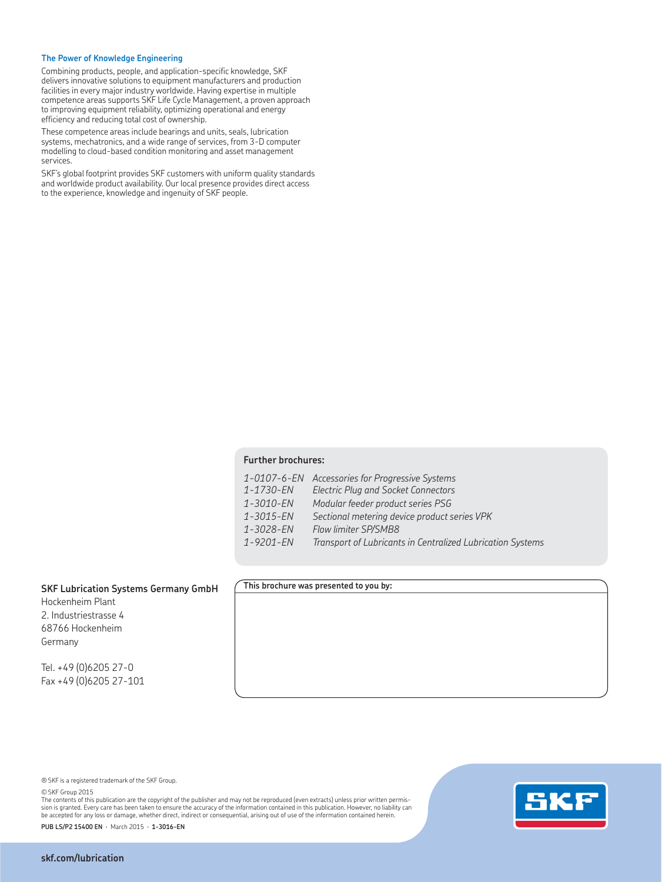### The Power of Knowledge Engineering

Combining products, people, and application-specific knowledge, SKF delivers innovative solutions to equipment manufacturers and production facilities in every major industry worldwide. Having expertise in multiple competence areas supports SKF Life Cycle Management, a proven approach to improving equipment reliability, optimizing operational and energy efficiency and reducing total cost of ownership.

These competence areas include bearings and units, seals, lubrication systems, mechatronics, and a wide range of services, from 3-D computer modelling to cloud-based condition monitoring and asset management services.

SKF's global footprint provides SKF customers with uniform quality standards and worldwide product availability. Our local presence provides direct access to the experience, knowledge and ingenuity of SKF people.

**Further brochures:**

| | |
|---|---|
| *1-0107-6-EN* | *Accessories for Progressive Systems* |
| *1-1730-EN* | *Electric Plug and Socket Connectors* |
| *1-3010-EN* | *Modular feeder product series PSG* |
| *1-3015-EN* | *Sectional metering device product series VPK* |
| *1-3028-EN* | *Flow limiter SP/SMB8* |
| *1-9201-EN* | *Transport of Lubricants in Centralized Lubrication Systems* |

**SKF Lubrication Systems Germany GmbH**
Hockenheim Plant
2. Industriestrasse 4
68766 Hockenheim
Germany

Tel. +49 (0)6205 27-0
Fax +49 (0)6205 27-101

**This brochure was presented to you by:**

® SKF is a registered trademark of the SKF Group.

© SKF Group 2015
The contents of this publication are the copyright of the publisher and may not be reproduced (even extracts) unless prior written permission is granted. Every care has been taken to ensure the accuracy of the information contained in this publication. However, no liability can be accepted for any loss or damage, whether direct, indirect or consequential, arising out of use of the information contained herein.

**PUB LS/P2 15400 EN** · March 2015 · **1-3016-EN**

**skf.com/lubrication**